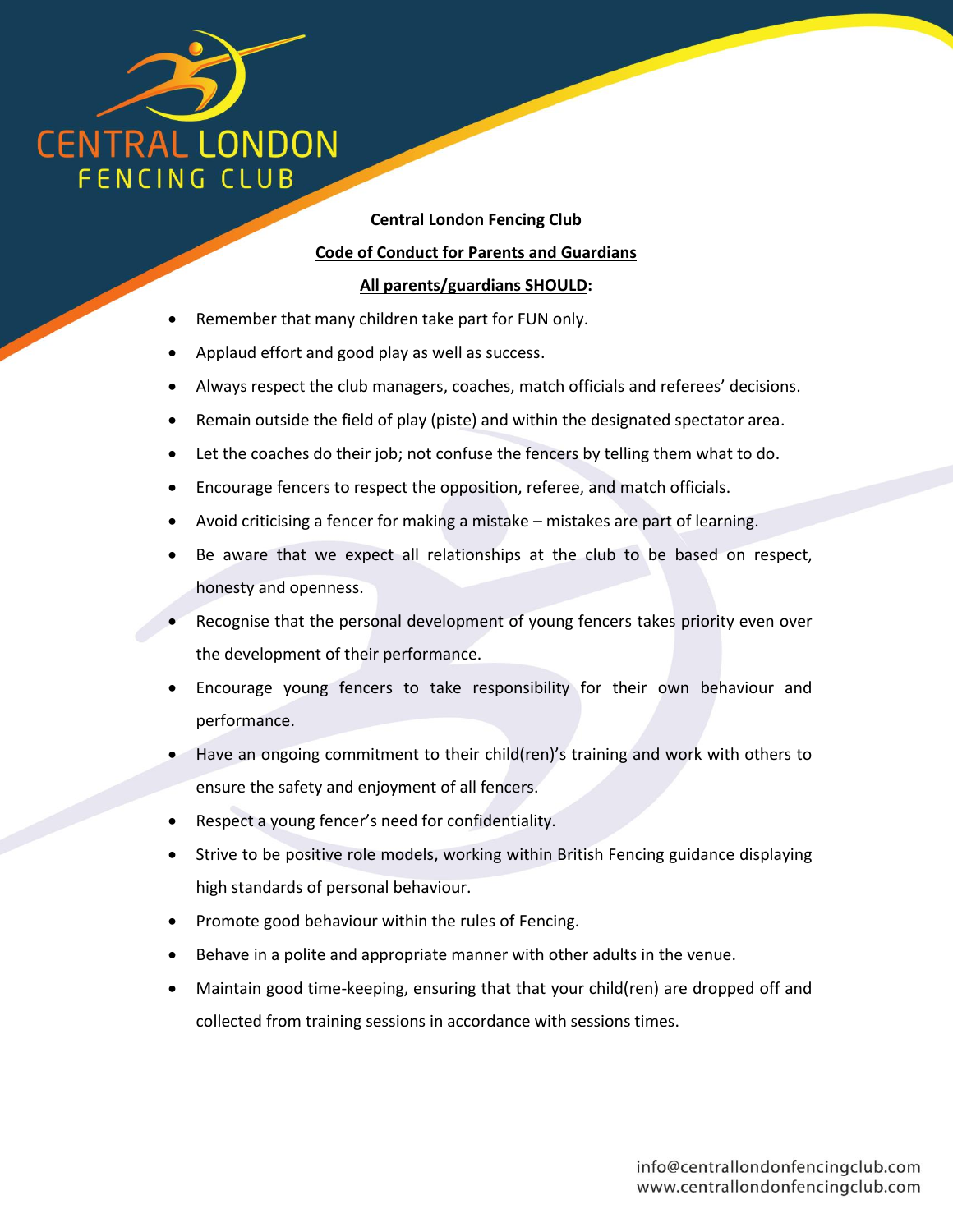CENTRAL LONDON
FENCING CLUB

# Central London Fencing Club

## Code of Conduct for Parents and Guardians

**All parents/guardians SHOULD:**

- Remember that many children take part for FUN only.
- Applaud effort and good play as well as success.
- Always respect the club managers, coaches, match officials and referees' decisions.
- Remain outside the field of play (piste) and within the designated spectator area.
- Let the coaches do their job; not confuse the fencers by telling them what to do.
- Encourage fencers to respect the opposition, referee, and match officials.
- Avoid criticising a fencer for making a mistake – mistakes are part of learning.
- Be aware that we expect all relationships at the club to be based on respect, honesty and openness.
- Recognise that the personal development of young fencers takes priority even over the development of their performance.
- Encourage young fencers to take responsibility for their own behaviour and performance.
- Have an ongoing commitment to their child(ren)'s training and work with others to ensure the safety and enjoyment of all fencers.
- Respect a young fencer's need for confidentiality.
- Strive to be positive role models, working within British Fencing guidance displaying high standards of personal behaviour.
- Promote good behaviour within the rules of Fencing.
- Behave in a polite and appropriate manner with other adults in the venue.
- Maintain good time-keeping, ensuring that that your child(ren) are dropped off and collected from training sessions in accordance with sessions times.

info@centrallondonfencingclub.com
www.centrallondonfencingclub.com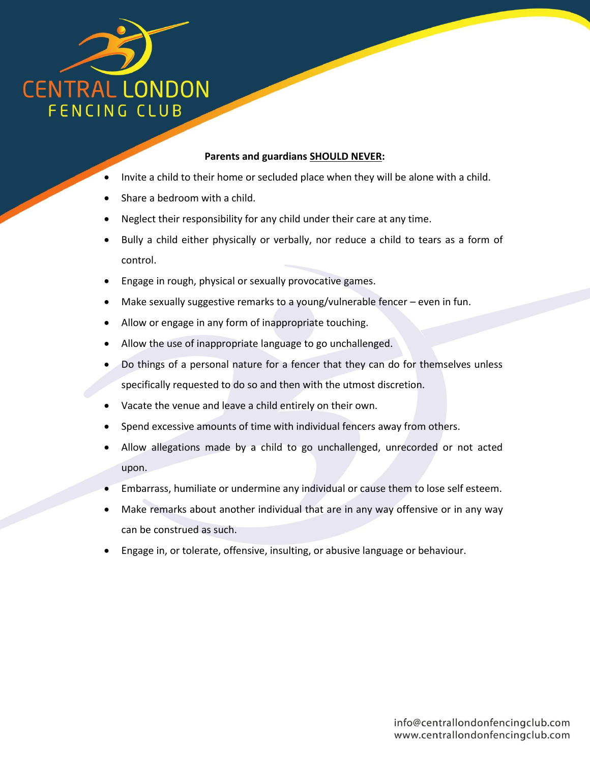**Parents and guardians SHOULD NEVER:**

- Invite a child to their home or secluded place when they will be alone with a child.
- Share a bedroom with a child.
- Neglect their responsibility for any child under their care at any time.
- Bully a child either physically or verbally, nor reduce a child to tears as a form of control.
- Engage in rough, physical or sexually provocative games.
- Make sexually suggestive remarks to a young/vulnerable fencer – even in fun.
- Allow or engage in any form of inappropriate touching.
- Allow the use of inappropriate language to go unchallenged.
- Do things of a personal nature for a fencer that they can do for themselves unless specifically requested to do so and then with the utmost discretion.
- Vacate the venue and leave a child entirely on their own.
- Spend excessive amounts of time with individual fencers away from others.
- Allow allegations made by a child to go unchallenged, unrecorded or not acted upon.
- Embarrass, humiliate or undermine any individual or cause them to lose self esteem.
- Make remarks about another individual that are in any way offensive or in any way can be construed as such.
- Engage in, or tolerate, offensive, insulting, or abusive language or behaviour.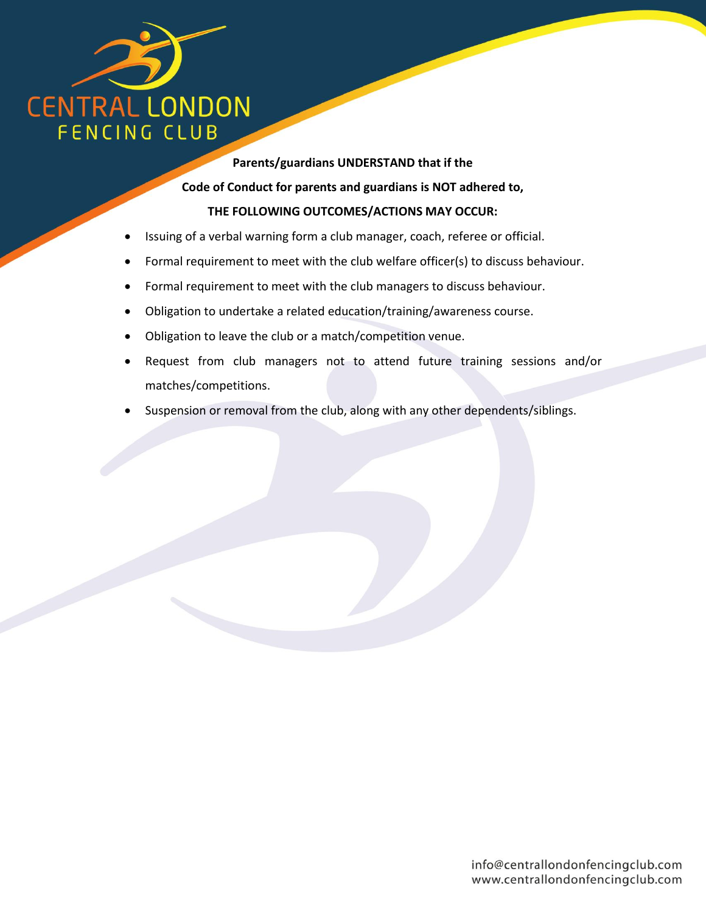**Parents/guardians UNDERSTAND that if the**

**Code of Conduct for parents and guardians is NOT adhered to,**

**THE FOLLOWING OUTCOMES/ACTIONS MAY OCCUR:**

- Issuing of a verbal warning form a club manager, coach, referee or official.
- Formal requirement to meet with the club welfare officer(s) to discuss behaviour.
- Formal requirement to meet with the club managers to discuss behaviour.
- Obligation to undertake a related education/training/awareness course.
- Obligation to leave the club or a match/competition venue.
- Request from club managers not to attend future training sessions and/or matches/competitions.
- Suspension or removal from the club, along with any other dependents/siblings.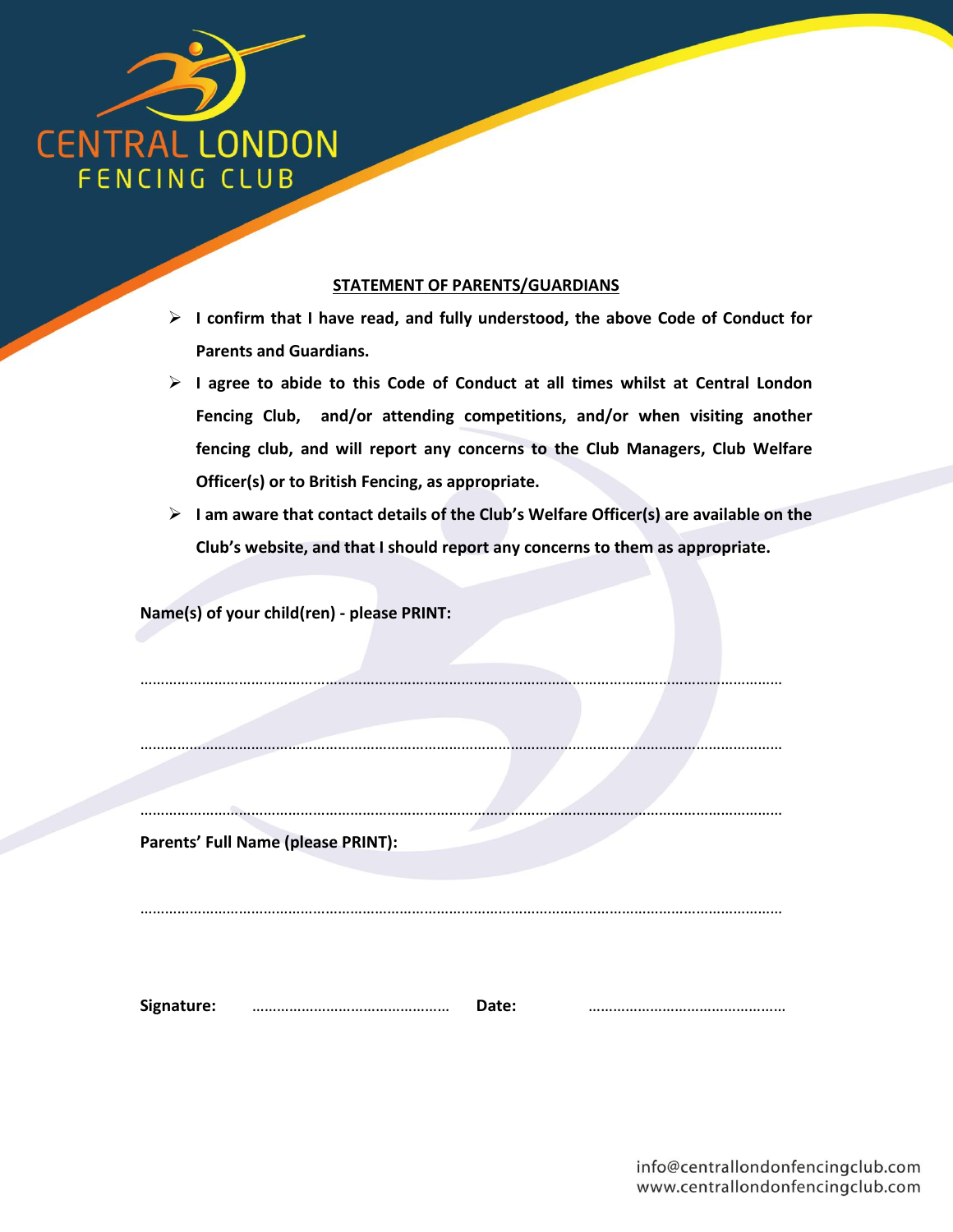## STATEMENT OF PARENTS/GUARDIANS

- **I confirm that I have read, and fully understood, the above Code of Conduct for Parents and Guardians.**
- **I agree to abide to this Code of Conduct at all times whilst at Central London Fencing Club, and/or attending competitions, and/or when visiting another fencing club, and will report any concerns to the Club Managers, Club Welfare Officer(s) or to British Fencing, as appropriate.**
- **I am aware that contact details of the Club's Welfare Officer(s) are available on the Club's website, and that I should report any concerns to them as appropriate.**

**Name(s) of your child(ren) - please PRINT:**

……………………………………………………………………………………………………………………………………

……………………………………………………………………………………………………………………………………

……………………………………………………………………………………………………………………………………

**Parents' Full Name (please PRINT):**

……………………………………………………………………………………………………………………………………

**Signature:** ………………………………………… **Date:** …………………………………………

info@centrallondonfencingclub.com
www.centrallondonfencingclub.com